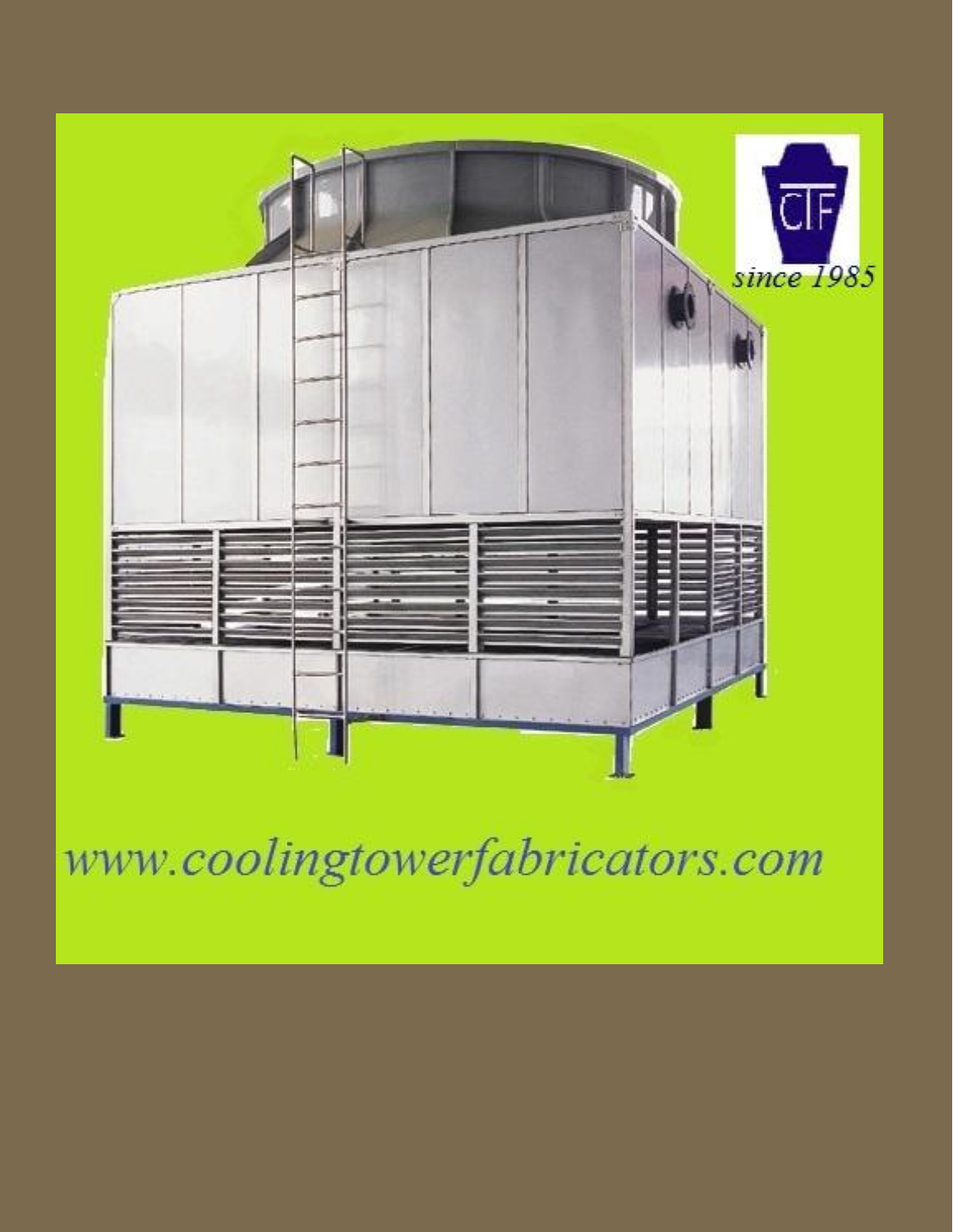CTF

since 1985

www.coolingtowerfabricators.com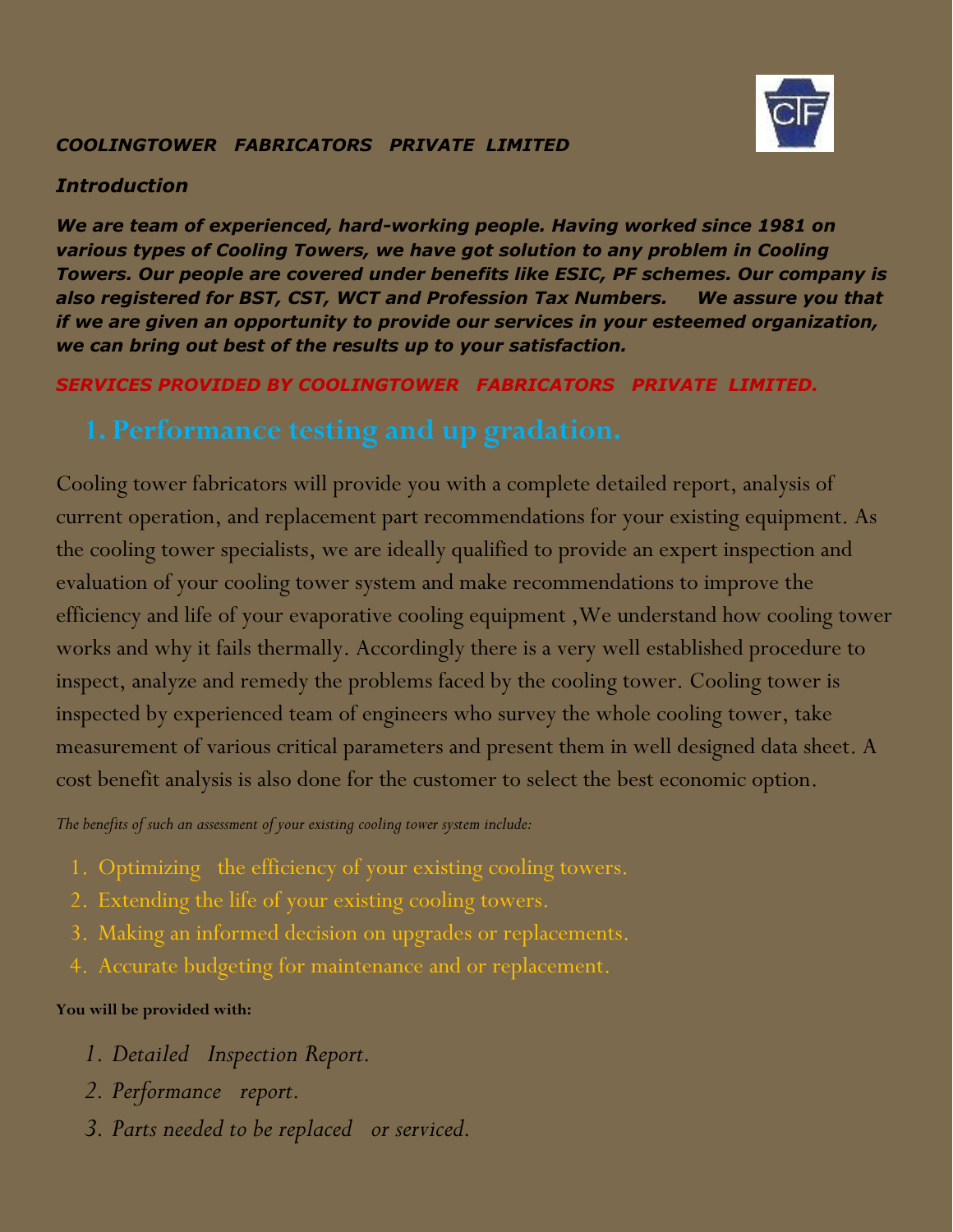***COOLINGTOWER FABRICATORS PRIVATE LIMITED***

***Introduction***

***We are team of experienced, hard-working people. Having worked since 1981 on various types of Cooling Towers, we have got solution to any problem in Cooling Towers. Our people are covered under benefits like ESIC, PF schemes. Our company is also registered for BST, CST, WCT and Profession Tax Numbers. We assure you that if we are given an opportunity to provide our services in your esteemed organization, we can bring out best of the results up to your satisfaction.***

***SERVICES PROVIDED BY COOLINGTOWER FABRICATORS PRIVATE LIMITED.***

## 1. Performance testing and up gradation.

Cooling tower fabricators will provide you with a complete detailed report, analysis of current operation, and replacement part recommendations for your existing equipment. As the cooling tower specialists, we are ideally qualified to provide an expert inspection and evaluation of your cooling tower system and make recommendations to improve the efficiency and life of your evaporative cooling equipment ,We understand how cooling tower works and why it fails thermally. Accordingly there is a very well established procedure to inspect, analyze and remedy the problems faced by the cooling tower. Cooling tower is inspected by experienced team of engineers who survey the whole cooling tower, take measurement of various critical parameters and present them in well designed data sheet. A cost benefit analysis is also done for the customer to select the best economic option.

*The benefits of such an assessment of your existing cooling tower system include:*

1. Optimizing the efficiency of your existing cooling towers.
2. Extending the life of your existing cooling towers.
3. Making an informed decision on upgrades or replacements.
4. Accurate budgeting for maintenance and or replacement.

**You will be provided with:**

1. *Detailed Inspection Report.*
2. *Performance report.*
3. *Parts needed to be replaced or serviced.*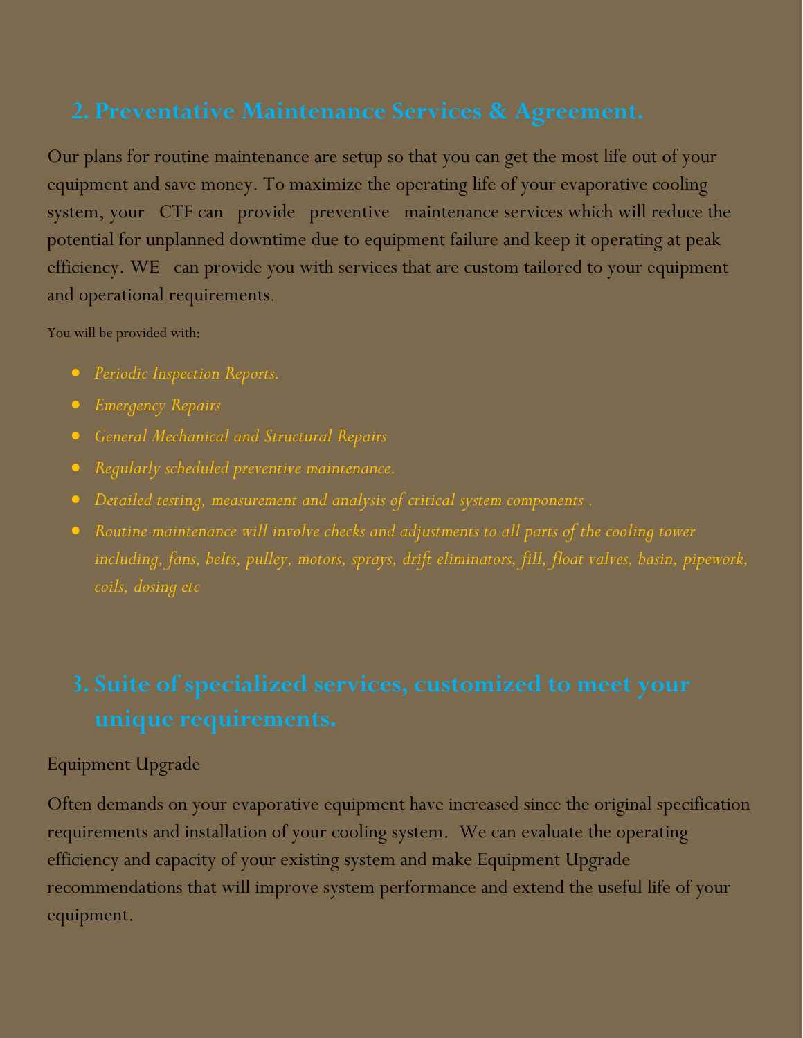## 2. Preventative Maintenance Services & Agreement.

Our plans for routine maintenance are setup so that you can get the most life out of your equipment and save money. To maximize the operating life of your evaporative cooling system, your CTF can provide preventive maintenance services which will reduce the potential for unplanned downtime due to equipment failure and keep it operating at peak efficiency. WE can provide you with services that are custom tailored to your equipment and operational requirements.

You will be provided with:

- *Periodic Inspection Reports.*
- *Emergency Repairs*
- *General Mechanical and Structural Repairs*
- *Regularly scheduled preventive maintenance.*
- *Detailed testing, measurement and analysis of critical system components .*
- *Routine maintenance will involve checks and adjustments to all parts of the cooling tower including, fans, belts, pulley, motors, sprays, drift eliminators, fill, float valves, basin, pipework, coils, dosing etc*

## 3. Suite of specialized services, customized to meet your unique requirements.

Equipment Upgrade

Often demands on your evaporative equipment have increased since the original specification requirements and installation of your cooling system. We can evaluate the operating efficiency and capacity of your existing system and make Equipment Upgrade recommendations that will improve system performance and extend the useful life of your equipment.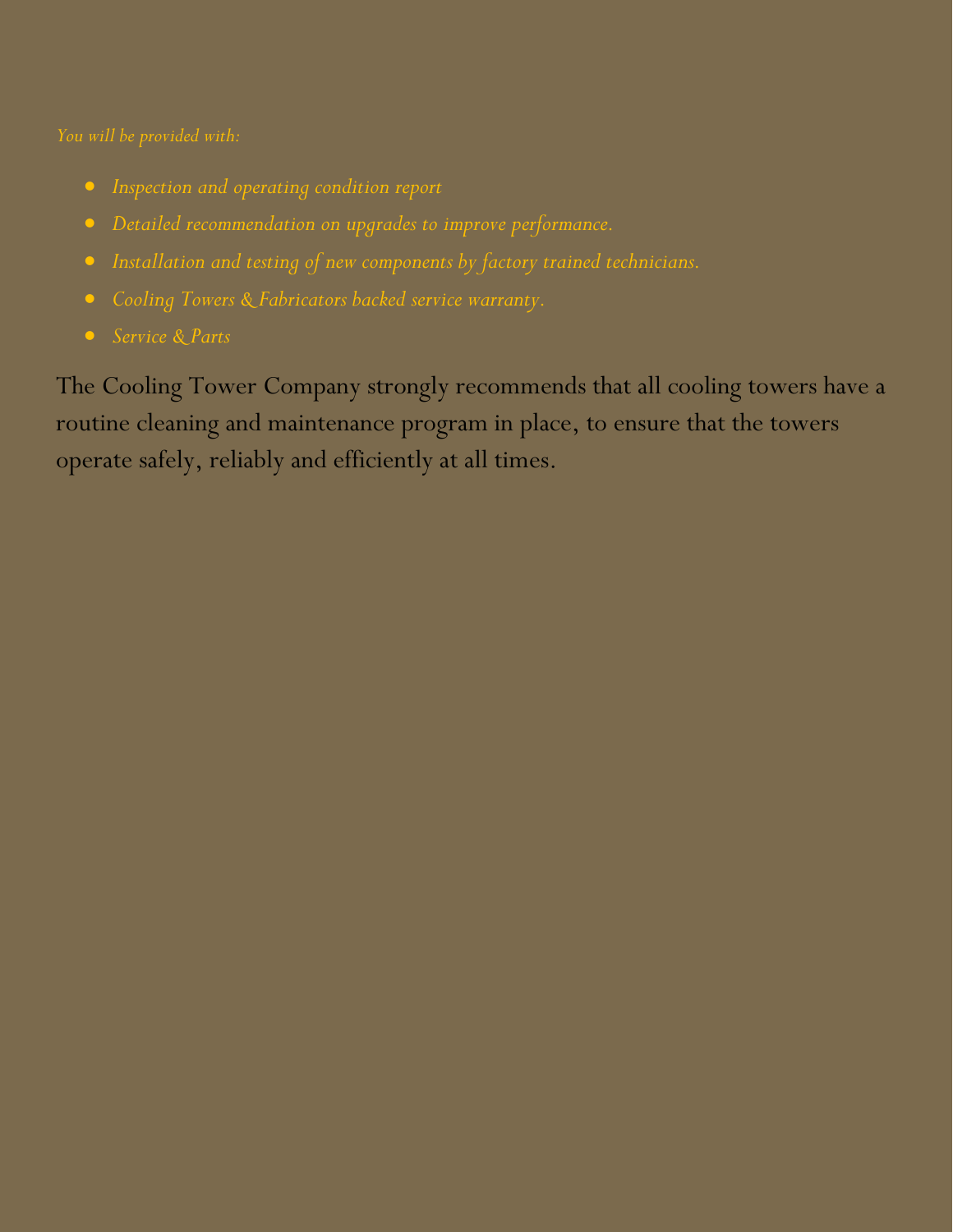*You will be provided with:*

- *Inspection and operating condition report*
- *Detailed recommendation on upgrades to improve performance.*
- *Installation and testing of new components by factory trained technicians.*
- *Cooling Towers & Fabricators backed service warranty.*
- *Service & Parts*

The Cooling Tower Company strongly recommends that all cooling towers have a routine cleaning and maintenance program in place, to ensure that the towers operate safely, reliably and efficiently at all times.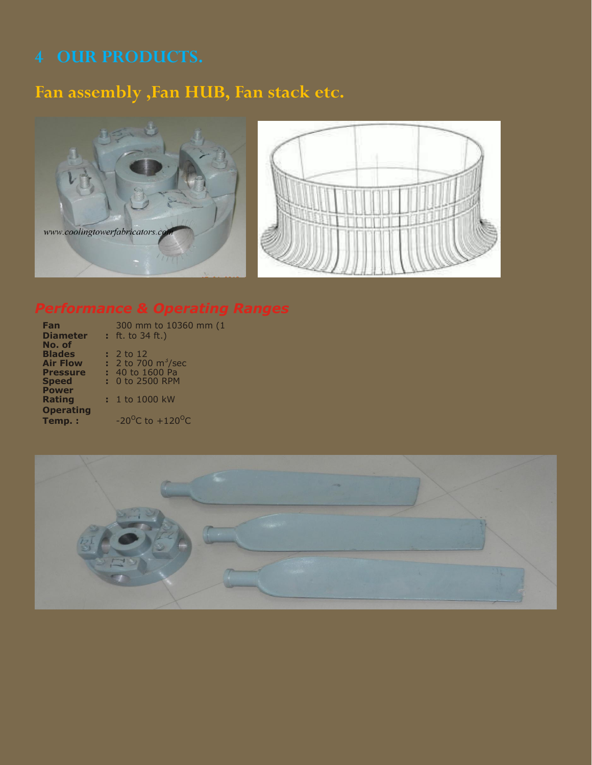# 4 OUR PRODUCTS.

## Fan assembly ,Fan HUB, Fan stack etc.

*www.coolingtowerfabricators.com*

### *Performance & Operating Ranges*

| | | |
|---|---|---|
| **Fan Diameter** | : | 300 mm to 10360 mm (1 ft. to 34 ft.) |
| **No. of Blades** | : | 2 to 12 |
| **Air Flow** | : | 2 to 700 $m^3$/sec |
| **Pressure** | : | 40 to 1600 Pa |
| **Speed** | : | 0 to 2500 RPM |
| **Power Rating** | : | 1 to 1000 kW |
| **Operating Temp. :** | | -20$^{O}$C to +120$^{O}$C |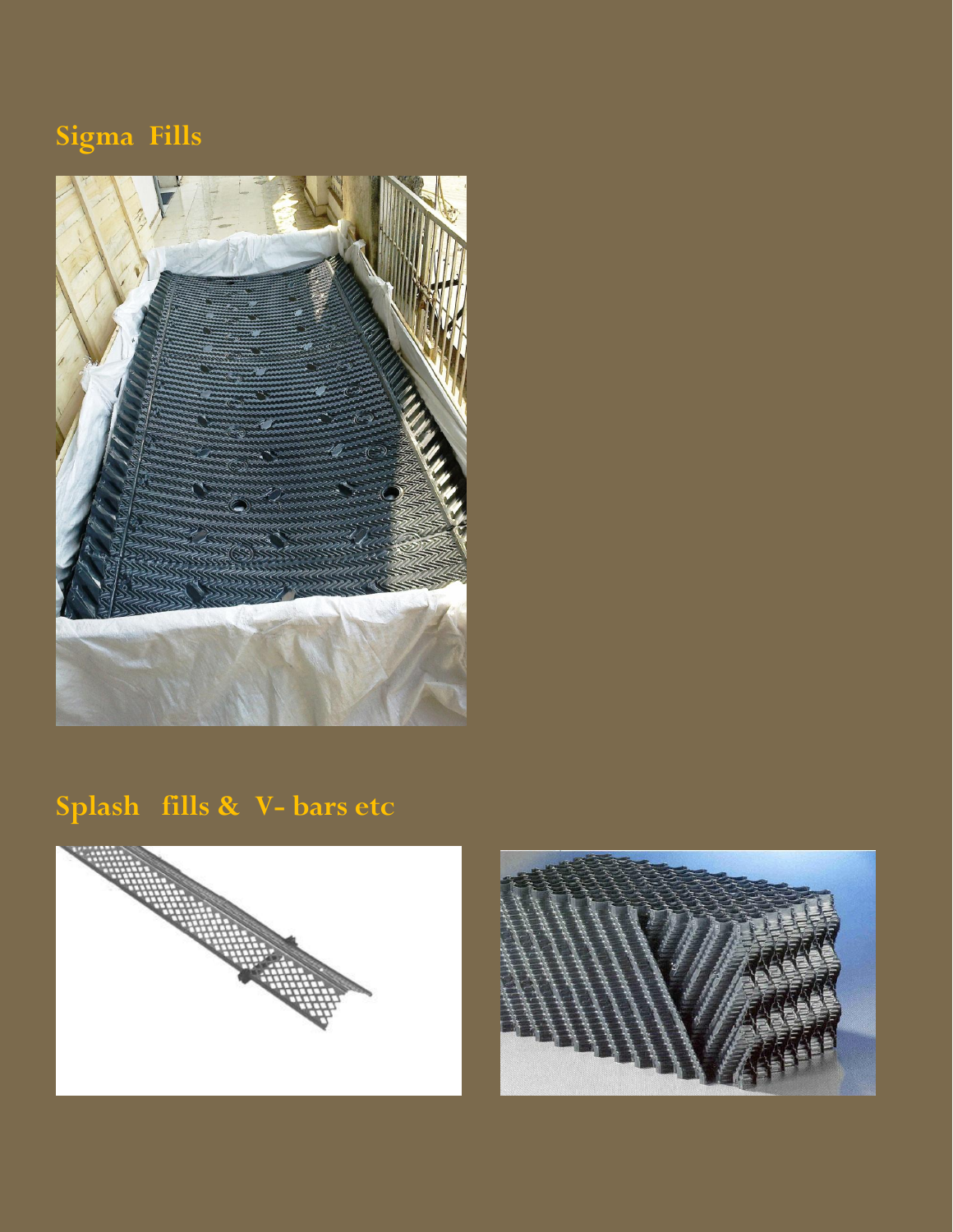## Sigma Fills

## Splash fills & V- bars etc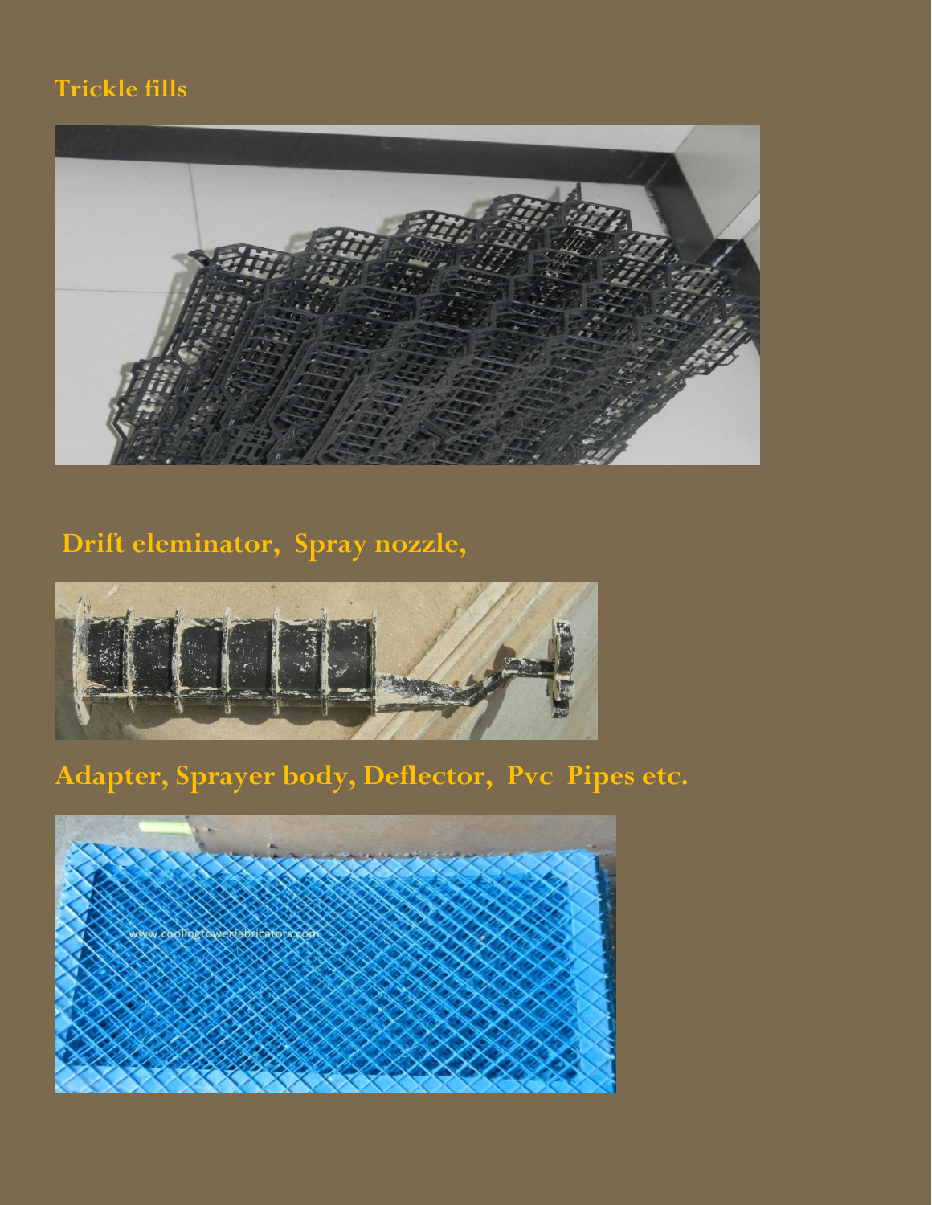## Trickle fills

## Drift eleminator, Spray nozzle,

## Adapter, Sprayer body, Deflector, Pvc Pipes etc.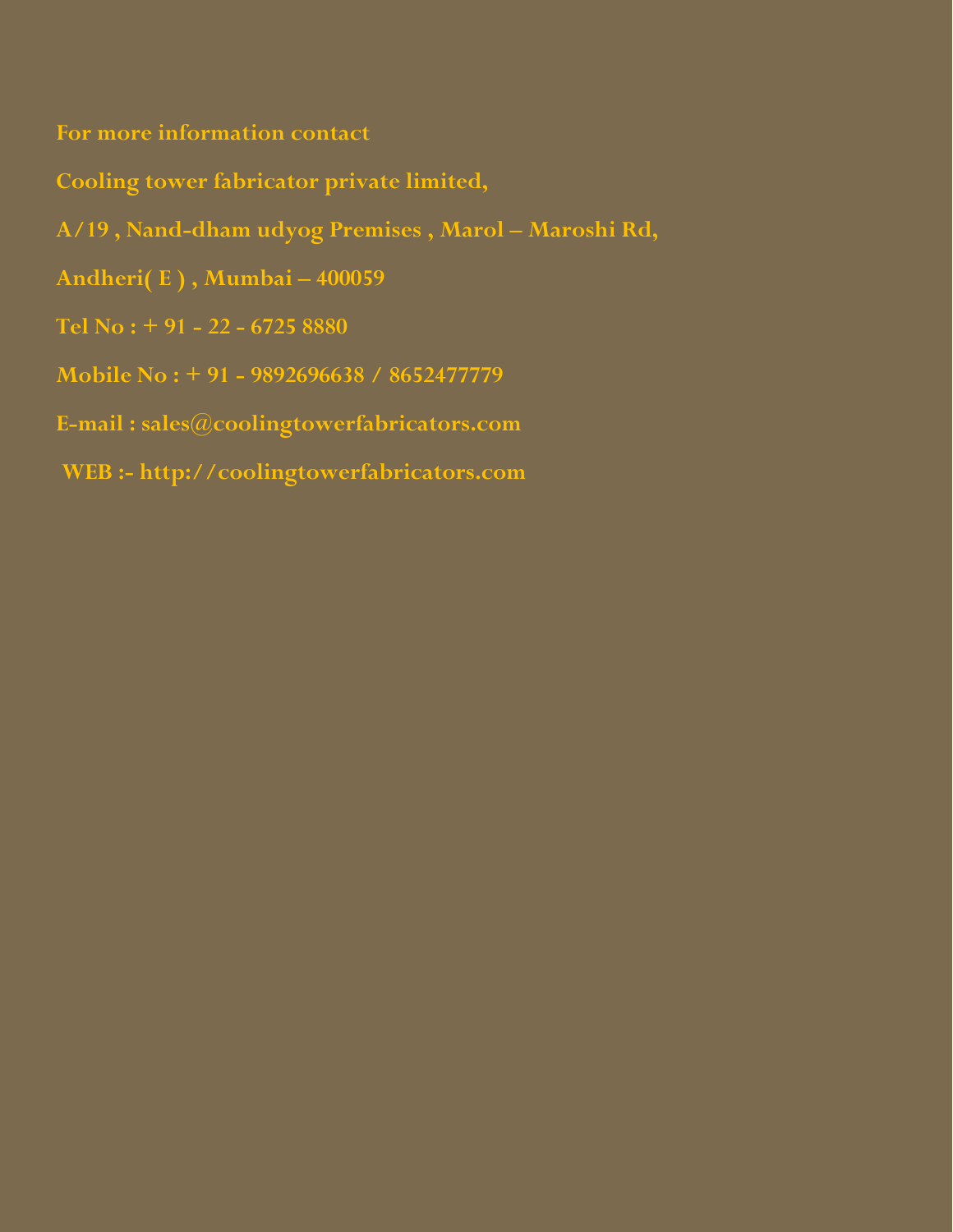**For more information contact**

**Cooling tower fabricator private limited,**

**A/19 , Nand-dham udyog Premises , Marol – Maroshi Rd,**

**Andheri( E ) , Mumbai – 400059**

**Tel No : + 91 - 22 - 6725 8880**

**Mobile No : + 91 - 9892696638 / 8652477779**

**E-mail : sales@coolingtowerfabricators.com**

**WEB :- http://coolingtowerfabricators.com**